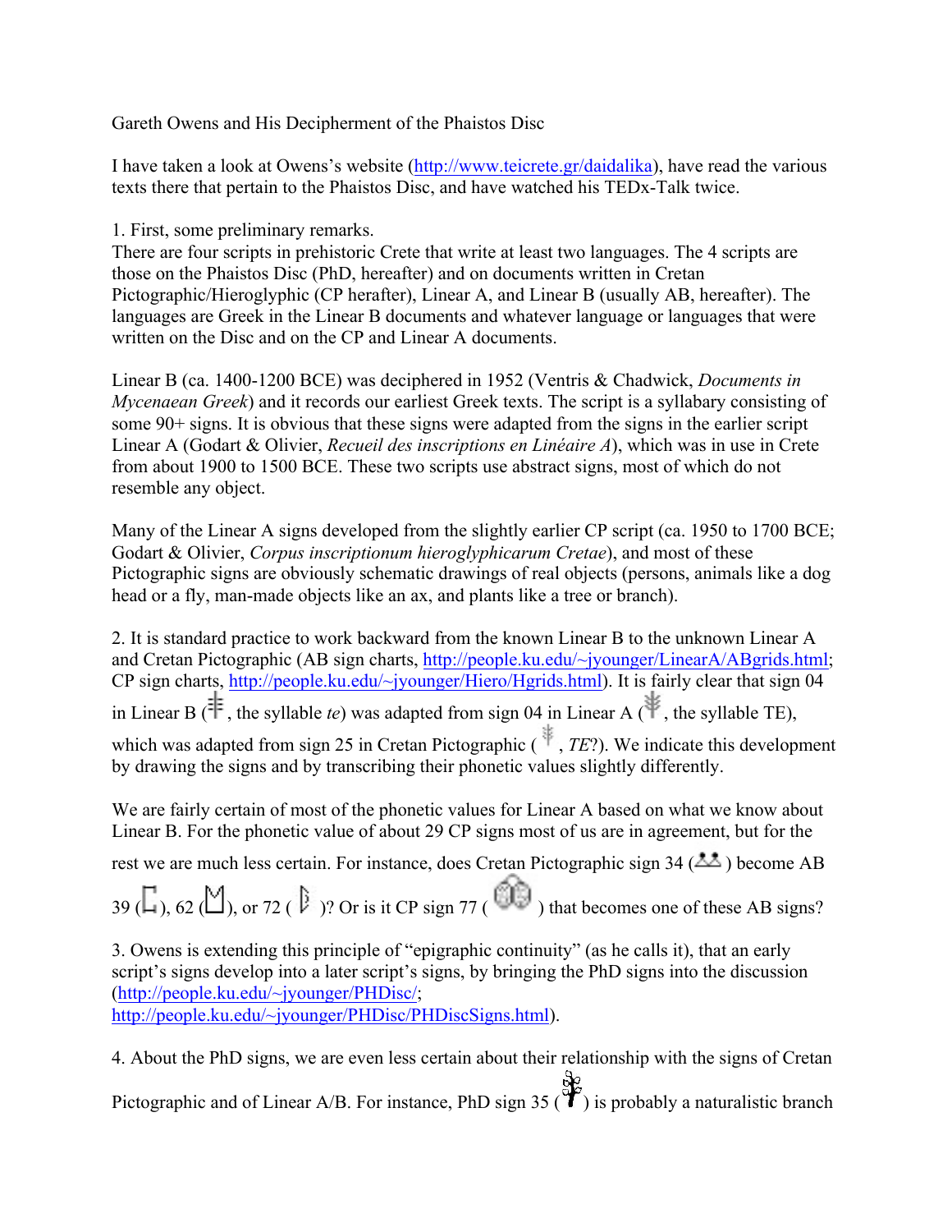Gareth Owens and His Decipherment of the Phaistos Disc

I have taken a look at Owens's website (http://www.teicrete.gr/daidalika), have read the various texts there that pertain to the Phaistos Disc, and have watched his TEDx-Talk twice.

1. First, some preliminary remarks.
There are four scripts in prehistoric Crete that write at least two languages. The 4 scripts are those on the Phaistos Disc (PhD, hereafter) and on documents written in Cretan Pictographic/Hieroglyphic (CP herafter), Linear A, and Linear B (usually AB, hereafter). The languages are Greek in the Linear B documents and whatever language or languages that were written on the Disc and on the CP and Linear A documents.

Linear B (ca. 1400-1200 BCE) was deciphered in 1952 (Ventris & Chadwick, *Documents in Mycenaean Greek*) and it records our earliest Greek texts. The script is a syllabary consisting of some 90+ signs. It is obvious that these signs were adapted from the signs in the earlier script Linear A (Godart & Olivier, *Recueil des inscriptions en Linéaire A*), which was in use in Crete from about 1900 to 1500 BCE. These two scripts use abstract signs, most of which do not resemble any object.

Many of the Linear A signs developed from the slightly earlier CP script (ca. 1950 to 1700 BCE; Godart & Olivier, *Corpus inscriptionum hieroglyphicarum Cretae*), and most of these Pictographic signs are obviously schematic drawings of real objects (persons, animals like a dog head or a fly, man-made objects like an ax, and plants like a tree or branch).

2. It is standard practice to work backward from the known Linear B to the unknown Linear A and Cretan Pictographic (AB sign charts, http://people.ku.edu/~jyounger/LinearA/ABgrids.html; CP sign charts, http://people.ku.edu/~jyounger/Hiero/Hgrids.html). It is fairly clear that sign 04 in Linear B ( , the syllable *te*) was adapted from sign 04 in Linear A ( , the syllable TE), which was adapted from sign 25 in Cretan Pictographic ( , *TE*?). We indicate this development by drawing the signs and by transcribing their phonetic values slightly differently.

We are fairly certain of most of the phonetic values for Linear A based on what we know about Linear B. For the phonetic value of about 29 CP signs most of us are in agreement, but for the rest we are much less certain. For instance, does Cretan Pictographic sign 34 ( ) become AB 39 ( ), 62 ( ), or 72 ( )? Or is it CP sign 77 ( ) that becomes one of these AB signs?

3. Owens is extending this principle of "epigraphic continuity" (as he calls it), that an early script's signs develop into a later script's signs, by bringing the PhD signs into the discussion (http://people.ku.edu/~jyounger/PHDisc/; http://people.ku.edu/~jyounger/PHDisc/PHDiscSigns.html).

4. About the PhD signs, we are even less certain about their relationship with the signs of Cretan Pictographic and of Linear A/B. For instance, PhD sign 35 ( ) is probably a naturalistic branch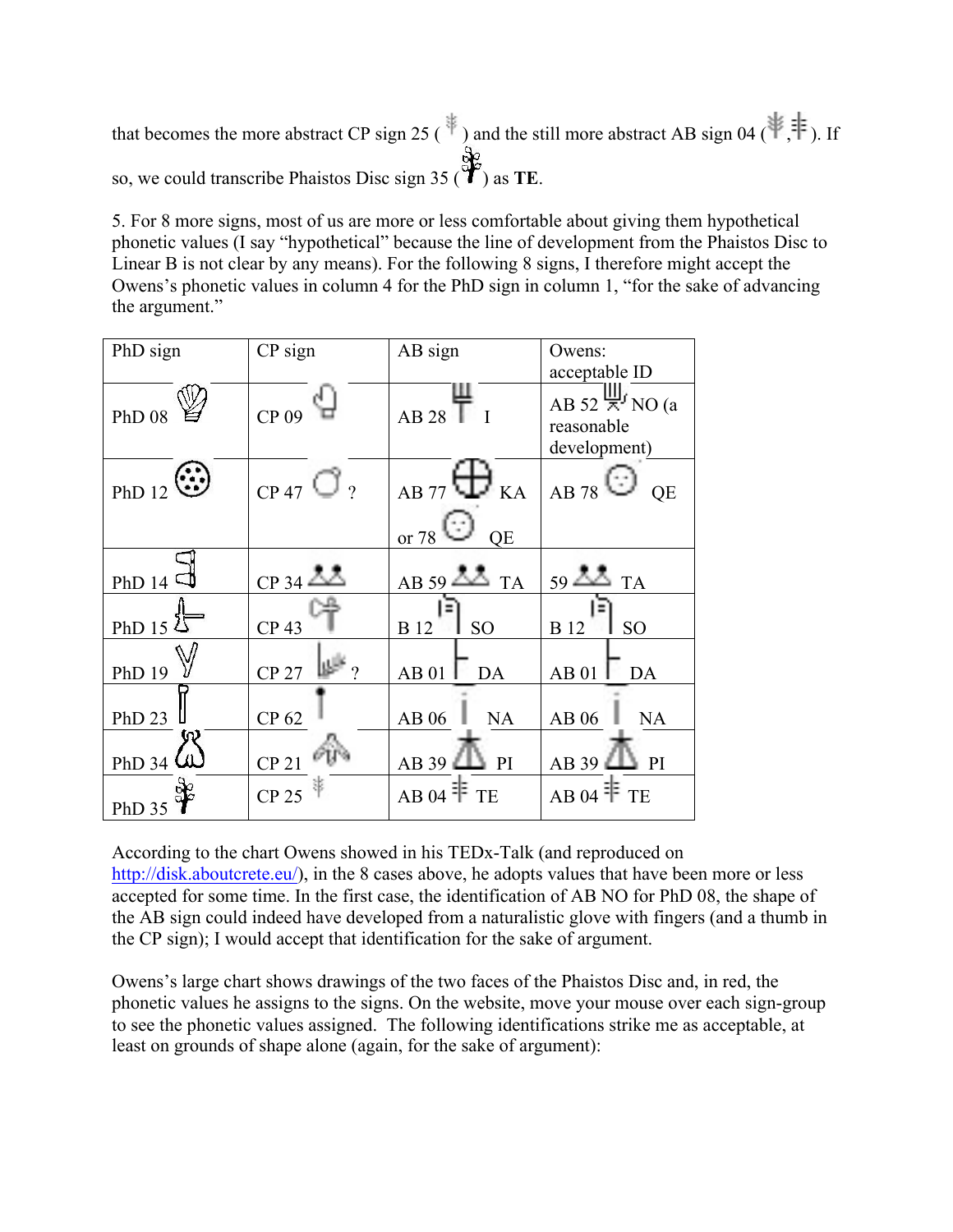that becomes the more abstract CP sign 25 ( ) and the still more abstract AB sign 04 ( , ). If so, we could transcribe Phaistos Disc sign 35 ( ) as **TE**.

5. For 8 more signs, most of us are more or less comfortable about giving them hypothetical phonetic values (I say "hypothetical" because the line of development from the Phaistos Disc to Linear B is not clear by any means). For the following 8 signs, I therefore might accept the Owens's phonetic values in column 4 for the PhD sign in column 1, "for the sake of advancing the argument."

| PhD sign | CP sign | AB sign | Owens: acceptable ID |
|---|---|---|---|
| PhD 08 | CP 09 | AB 28 I | AB 52 NO (a reasonable development) |
| PhD 12 | CP 47 ? | AB 77 KA or 78 QE | AB 78 QE |
| PhD 14 | CP 34 | AB 59 TA | 59 TA |
| PhD 15 | CP 43 | B 12 SO | B 12 SO |
| PhD 19 | CP 27 ? | AB 01 DA | AB 01 DA |
| PhD 23 | CP 62 | AB 06 NA | AB 06 NA |
| PhD 34 | CP 21 | AB 39 PI | AB 39 PI |
| PhD 35 | CP 25 | AB 04 TE | AB 04 TE |

According to the chart Owens showed in his TEDx-Talk (and reproduced on http://disk.aboutcrete.eu/), in the 8 cases above, he adopts values that have been more or less accepted for some time. In the first case, the identification of AB NO for PhD 08, the shape of the AB sign could indeed have developed from a naturalistic glove with fingers (and a thumb in the CP sign); I would accept that identification for the sake of argument.

Owens's large chart shows drawings of the two faces of the Phaistos Disc and, in red, the phonetic values he assigns to the signs. On the website, move your mouse over each sign-group to see the phonetic values assigned. The following identifications strike me as acceptable, at least on grounds of shape alone (again, for the sake of argument):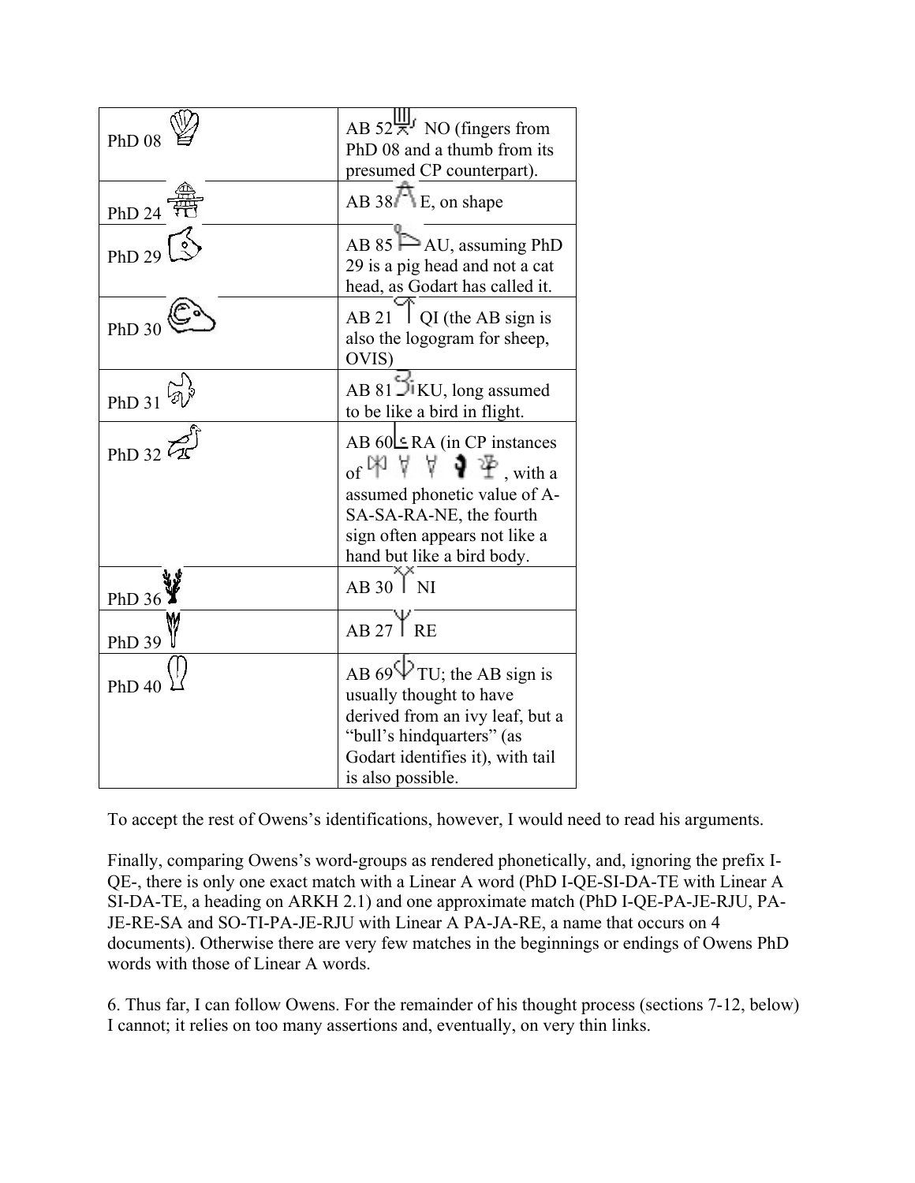| PhD 08 | AB 52 NO (fingers from PhD 08 and a thumb from its presumed CP counterpart). |
|---|---|
| PhD 24 | AB 38 E, on shape |
| PhD 29 | AB 85 AU, assuming PhD 29 is a pig head and not a cat head, as Godart has called it. |
| PhD 30 | AB 21 QI (the AB sign is also the logogram for sheep, OVIS) |
| PhD 31 | AB 81 KU, long assumed to be like a bird in flight. |
| PhD 32 | AB 60 RA (in CP instances of , with a assumed phonetic value of A-SA-SA-RA-NE, the fourth sign often appears not like a hand but like a bird body. |
| PhD 36 | AB 30 NI |
| PhD 39 | AB 27 RE |
| PhD 40 | AB 69 TU; the AB sign is usually thought to have derived from an ivy leaf, but a “bull’s hindquarters” (as Godart identifies it), with tail is also possible. |

To accept the rest of Owens’s identifications, however, I would need to read his arguments.

Finally, comparing Owens’s word-groups as rendered phonetically, and, ignoring the prefix I-QE-, there is only one exact match with a Linear A word (PhD I-QE-SI-DA-TE with Linear A SI-DA-TE, a heading on ARKH 2.1) and one approximate match (PhD I-QE-PA-JE-RJU, PA-JE-RE-SA and SO-TI-PA-JE-RJU with Linear A PA-JA-RE, a name that occurs on 4 documents). Otherwise there are very few matches in the beginnings or endings of Owens PhD words with those of Linear A words.

6. Thus far, I can follow Owens. For the remainder of his thought process (sections 7-12, below) I cannot; it relies on too many assertions and, eventually, on very thin links.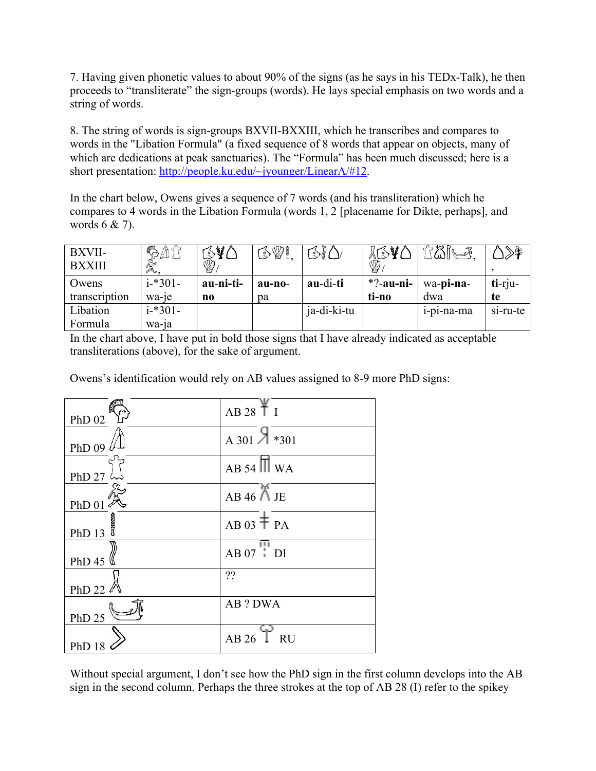7. Having given phonetic values to about 90% of the signs (as he says in his TEDx-Talk), he then proceeds to "transliterate" the sign-groups (words). He lays special emphasis on two words and a string of words.

8. The string of words is sign-groups BXVII-BXXIII, which he transcribes and compares to words in the "Libation Formula" (a fixed sequence of 8 words that appear on objects, many of which are dedications at peak sanctuaries). The "Formula" has been much discussed; here is a short presentation: http://people.ku.edu/~jyounger/LinearA/#12.

In the chart below, Owens gives a sequence of 7 words (and his transliteration) which he compares to 4 words in the Libation Formula (words 1, 2 [placename for Dikte, perhaps], and words 6 & 7).

| BXVII-BXXIII | , | / | , | / | / | , | , |
|---|---|---|---|---|---|---|---|
| Owens transcription | i-*301-wa-je | **au-ni-ti-no** | **au-no-**pa | **au**-di-**ti** | *?-**au-ni-ti-no** | wa-**pi-na-**dwa | **ti**-rju-**te** |
| Libation Formula | i-*301-wa-ja | | | ja-di-ki-tu | | i-pi-na-ma | si-ru-te |

In the chart above, I have put in bold those signs that I have already indicated as acceptable transliterations (above), for the sake of argument.

Owens's identification would rely on AB values assigned to 8-9 more PhD signs:

| | |
|---|---|
| PhD 02 | AB 28 I |
| PhD 09 | A 301 *301 |
| PhD 27 | AB 54 WA |
| PhD 01 | AB 46 JE |
| PhD 13 | AB 03 PA |
| PhD 45 | AB 07 DI |
| PhD 22 | ?? |
| PhD 25 | AB ? DWA |
| PhD 18 | AB 26 RU |

Without special argument, I don't see how the PhD sign in the first column develops into the AB sign in the second column. Perhaps the three strokes at the top of AB 28 (I) refer to the spikey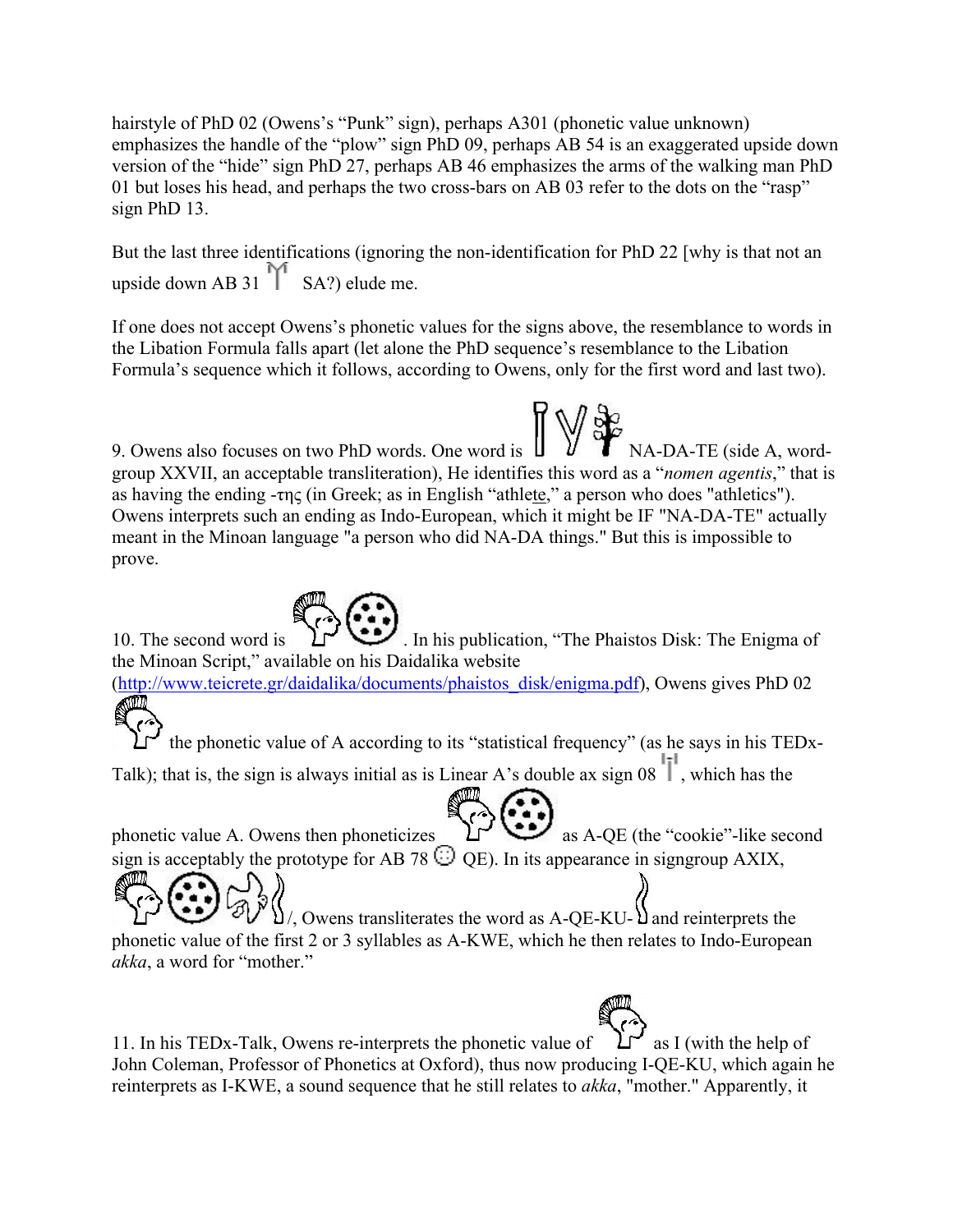hairstyle of PhD 02 (Owens's "Punk" sign), perhaps A301 (phonetic value unknown) emphasizes the handle of the "plow" sign PhD 09, perhaps AB 54 is an exaggerated upside down version of the "hide" sign PhD 27, perhaps AB 46 emphasizes the arms of the walking man PhD 01 but loses his head, and perhaps the two cross-bars on AB 03 refer to the dots on the "rasp" sign PhD 13.

But the last three identifications (ignoring the non-identification for PhD 22 [why is that not an upside down AB 31 SA?) elude me.

If one does not accept Owens's phonetic values for the signs above, the resemblance to words in the Libation Formula falls apart (let alone the PhD sequence's resemblance to the Libation Formula's sequence which it follows, according to Owens, only for the first word and last two).

9. Owens also focuses on two PhD words. One word is NA-DA-TE (side A, word-group XXVII, an acceptable transliteration), He identifies this word as a "*nomen agentis*," that is as having the ending -της (in Greek; as in English "athl<u>ete</u>," a person who does "athletics"). Owens interprets such an ending as Indo-European, which it might be IF "NA-DA-TE" actually meant in the Minoan language "a person who did NA-DA things." But this is impossible to prove.

10. The second word is . In his publication, "The Phaistos Disk: The Enigma of the Minoan Script," available on his Daidalika website (http://www.teicrete.gr/daidalika/documents/phaistos_disk/enigma.pdf), Owens gives PhD 02 the phonetic value of A according to its "statistical frequency" (as he says in his TEDx-Talk); that is, the sign is always initial as is Linear A's double ax sign 08, which has the phonetic value A. Owens then phoneticizes as A-QE (the "cookie"-like second sign is acceptably the prototype for AB 78 QE). In its appearance in signgroup AXIX, /, Owens transliterates the word as A-QE-KU- and reinterprets the phonetic value of the first 2 or 3 syllables as A-KWE, which he then relates to Indo-European *akka*, a word for "mother."

11. In his TEDx-Talk, Owens re-interprets the phonetic value of as I (with the help of John Coleman, Professor of Phonetics at Oxford), thus now producing I-QE-KU, which again he reinterprets as I-KWE, a sound sequence that he still relates to *akka*, "mother." Apparently, it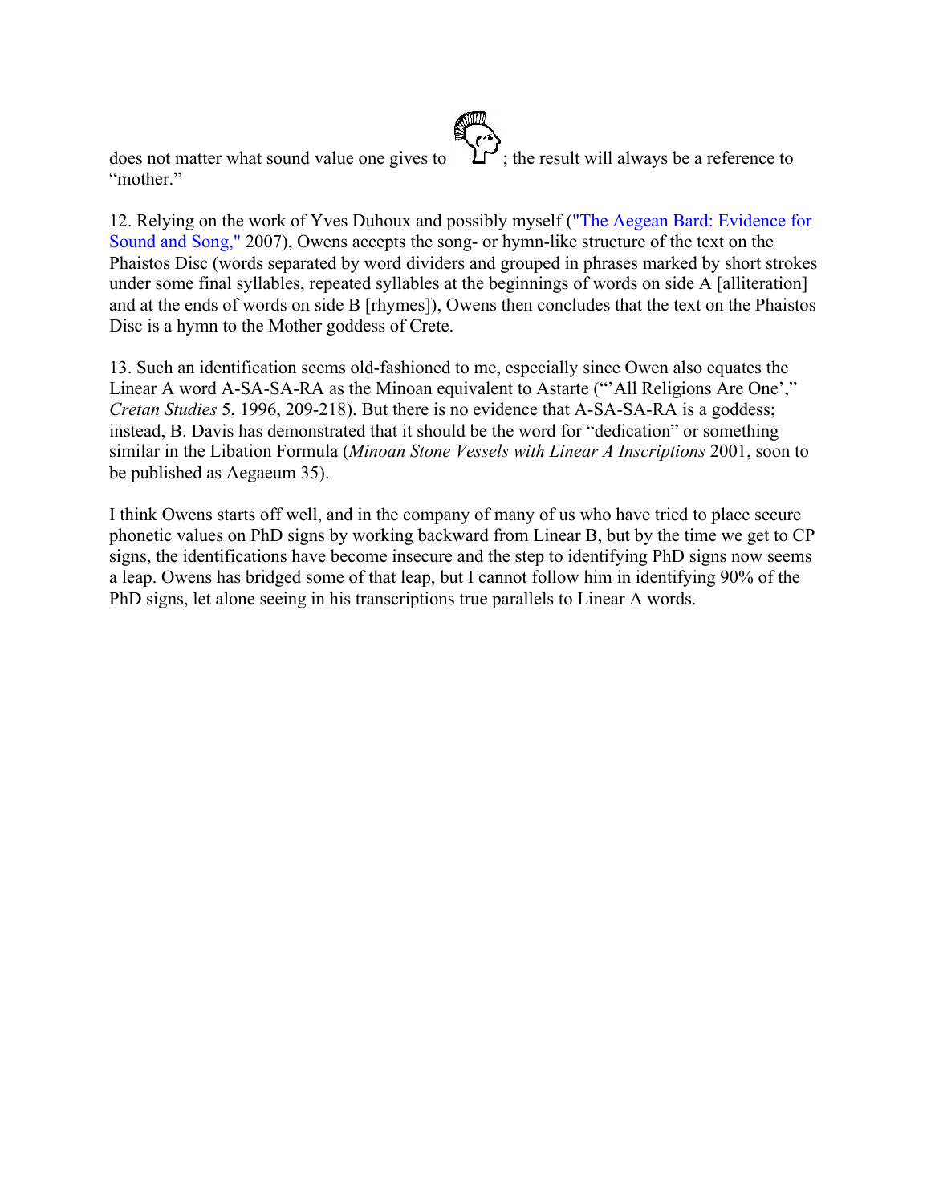does not matter what sound value one gives to ; the result will always be a reference to "mother."

12. Relying on the work of Yves Duhoux and possibly myself ("The Aegean Bard: Evidence for Sound and Song," 2007), Owens accepts the song- or hymn-like structure of the text on the Phaistos Disc (words separated by word dividers and grouped in phrases marked by short strokes under some final syllables, repeated syllables at the beginnings of words on side A [alliteration] and at the ends of words on side B [rhymes]), Owens then concludes that the text on the Phaistos Disc is a hymn to the Mother goddess of Crete.

13. Such an identification seems old-fashioned to me, especially since Owen also equates the Linear A word A-SA-SA-RA as the Minoan equivalent to Astarte ("'All Religions Are One'," *Cretan Studies* 5, 1996, 209-218). But there is no evidence that A-SA-SA-RA is a goddess; instead, B. Davis has demonstrated that it should be the word for "dedication" or something similar in the Libation Formula (*Minoan Stone Vessels with Linear A Inscriptions* 2001, soon to be published as Aegaeum 35).

I think Owens starts off well, and in the company of many of us who have tried to place secure phonetic values on PhD signs by working backward from Linear B, but by the time we get to CP signs, the identifications have become insecure and the step to identifying PhD signs now seems a leap. Owens has bridged some of that leap, but I cannot follow him in identifying 90% of the PhD signs, let alone seeing in his transcriptions true parallels to Linear A words.